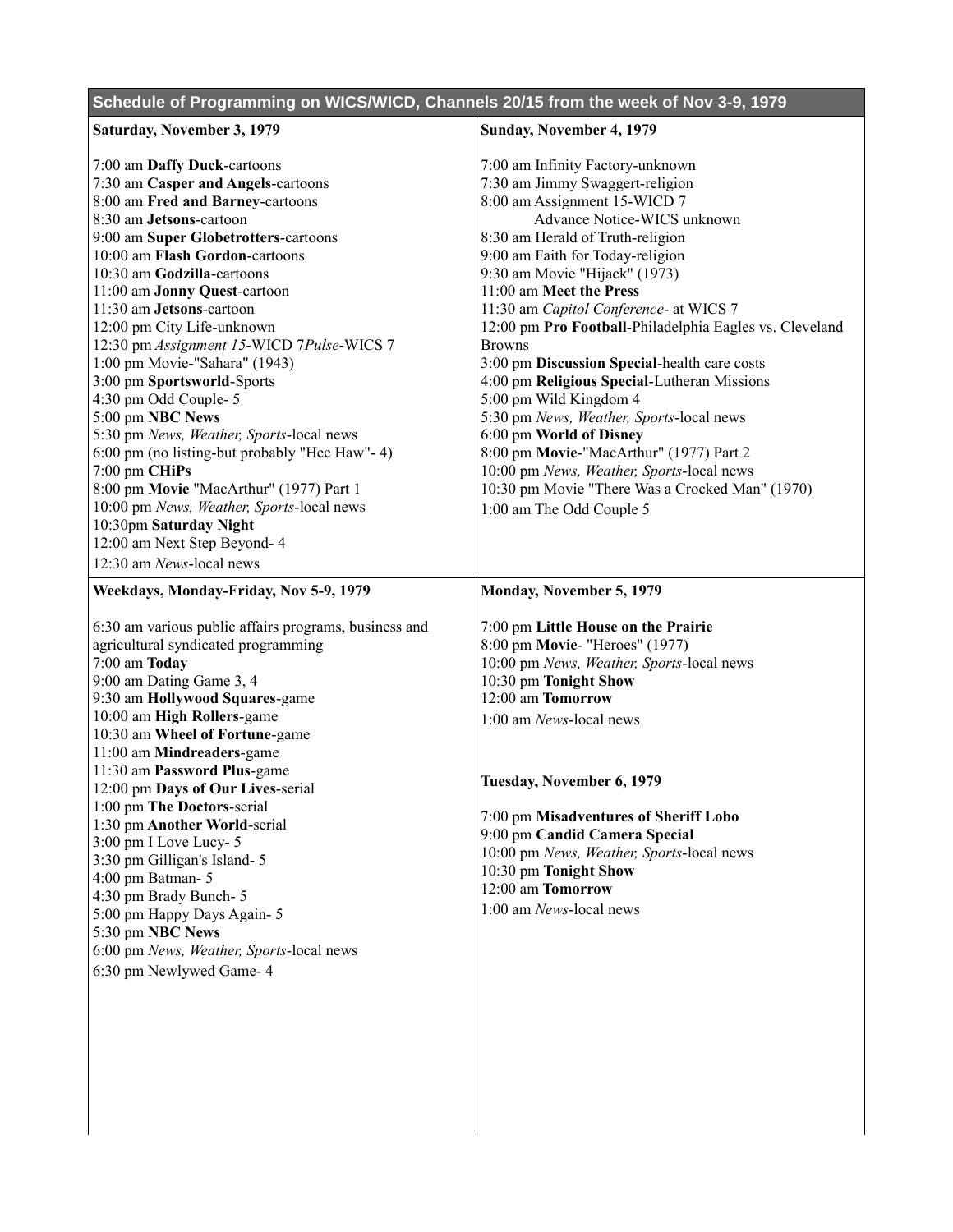## Schedule of Programming on WICS/WICD, Channels 20/15 from the week of Nov 3-9, 1979

### Saturday, November 3, 1979

7:00 am **Daffy Duck**-cartoons
7:30 am **Casper and Angels**-cartoons
8:00 am **Fred and Barney**-cartoons
8:30 am **Jetsons**-cartoon
9:00 am **Super Globetrotters**-cartoons
10:00 am **Flash Gordon**-cartoons
10:30 am **Godzilla**-cartoons
11:00 am **Jonny Quest**-cartoon
11:30 am **Jetsons**-cartoon
12:00 pm City Life-unknown
12:30 pm *Assignment 15*-WICD 7*Pulse*-WICS 7
1:00 pm Movie-"Sahara" (1943)
3:00 pm **Sportsworld**-Sports
4:30 pm Odd Couple- 5
5:00 pm **NBC News**
5:30 pm *News, Weather, Sports*-local news
6:00 pm (no listing-but probably "Hee Haw"- 4)
7:00 pm **CHiPs**
8:00 pm **Movie** "MacArthur" (1977) Part 1
10:00 pm *News, Weather, Sports*-local news
10:30pm **Saturday Night**
12:00 am Next Step Beyond- 4
12:30 am *News*-local news

### Sunday, November 4, 1979

7:00 am Infinity Factory-unknown
7:30 am Jimmy Swaggert-religion
8:00 am Assignment 15-WICD 7
Advance Notice-WICS unknown
8:30 am Herald of Truth-religion
9:00 am Faith for Today-religion
9:30 am Movie "Hijack" (1973)
11:00 am **Meet the Press**
11:30 am *Capitol Conference*- at WICS 7
12:00 pm **Pro Football**-Philadelphia Eagles vs. Cleveland Browns
3:00 pm **Discussion Special**-health care costs
4:00 pm **Religious Special**-Lutheran Missions
5:00 pm Wild Kingdom 4
5:30 pm *News, Weather, Sports*-local news
6:00 pm **World of Disney**
8:00 pm **Movie**-"MacArthur" (1977) Part 2
10:00 pm *News, Weather, Sports*-local news
10:30 pm Movie "There Was a Crocked Man" (1970)
1:00 am The Odd Couple 5

### Weekdays, Monday-Friday, Nov 5-9, 1979

6:30 am various public affairs programs, business and agricultural syndicated programming
7:00 am **Today**
9:00 am Dating Game 3, 4
9:30 am **Hollywood Squares**-game
10:00 am **High Rollers**-game
10:30 am **Wheel of Fortune**-game
11:00 am **Mindreaders**-game
11:30 am **Password Plus**-game
12:00 pm **Days of Our Lives**-serial
1:00 pm **The Doctors**-serial
1:30 pm **Another World**-serial
3:00 pm I Love Lucy- 5
3:30 pm Gilligan's Island- 5
4:00 pm Batman- 5
4:30 pm Brady Bunch- 5
5:00 pm Happy Days Again- 5
5:30 pm **NBC News**
6:00 pm *News, Weather, Sports*-local news
6:30 pm Newlywed Game- 4

### Monday, November 5, 1979

7:00 pm **Little House on the Prairie**
8:00 pm **Movie**- "Heroes" (1977)
10:00 pm *News, Weather, Sports*-local news
10:30 pm **Tonight Show**
12:00 am **Tomorrow**
1:00 am *News*-local news

### Tuesday, November 6, 1979

7:00 pm **Misadventures of Sheriff Lobo**
9:00 pm **Candid Camera Special**
10:00 pm *News, Weather, Sports*-local news
10:30 pm **Tonight Show**
12:00 am **Tomorrow**
1:00 am *News*-local news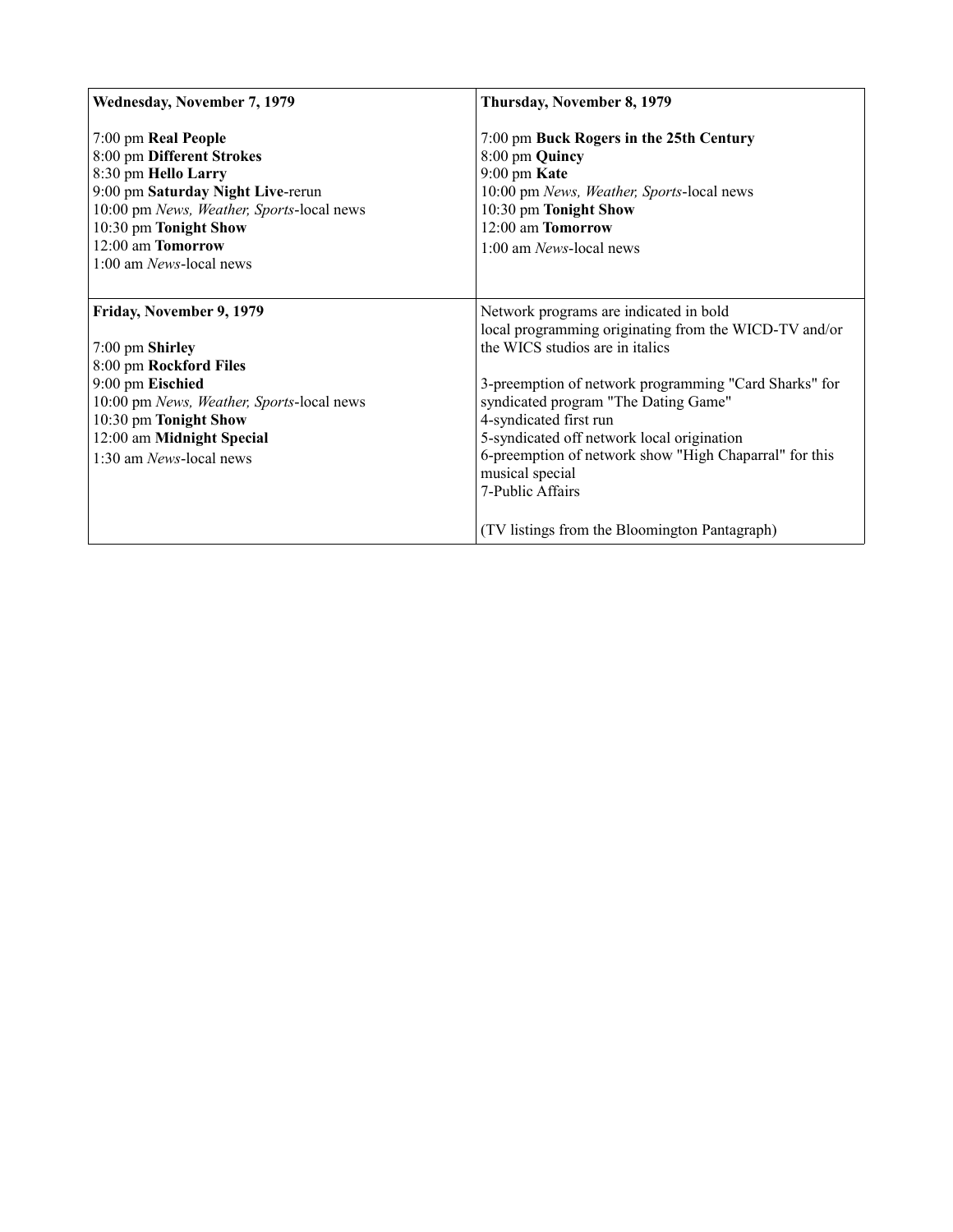| Wednesday, November 7, 1979 | Thursday, November 8, 1979 |
|---|---|
| 7:00 pm **Real People**<br>8:00 pm **Different Strokes**<br>8:30 pm **Hello Larry**<br>9:00 pm **Saturday Night Live**-rerun<br>10:00 pm *News, Weather, Sports*-local news<br>10:30 pm **Tonight Show**<br>12:00 am **Tomorrow**<br>1:00 am *News*-local news | 7:00 pm **Buck Rogers in the 25th Century**<br>8:00 pm **Quincy**<br>9:00 pm **Kate**<br>10:00 pm *News, Weather, Sports*-local news<br>10:30 pm **Tonight Show**<br>12:00 am **Tomorrow**<br>1:00 am *News*-local news |
| **Friday, November 9, 1979**<br><br>7:00 pm **Shirley**<br>8:00 pm **Rockford Files**<br>9:00 pm **Eischied**<br>10:00 pm *News, Weather, Sports*-local news<br>10:30 pm **Tonight Show**<br>12:00 am **Midnight Special**<br>1:30 am *News*-local news | Network programs are indicated in bold<br>local programming originating from the WICD-TV and/or the WICS studios are in italics<br><br>3-preemption of network programming "Card Sharks" for syndicated program "The Dating Game"<br>4-syndicated first run<br>5-syndicated off network local origination<br>6-preemption of network show "High Chaparral" for this musical special<br>7-Public Affairs<br><br>(TV listings from the Bloomington Pantagraph) |